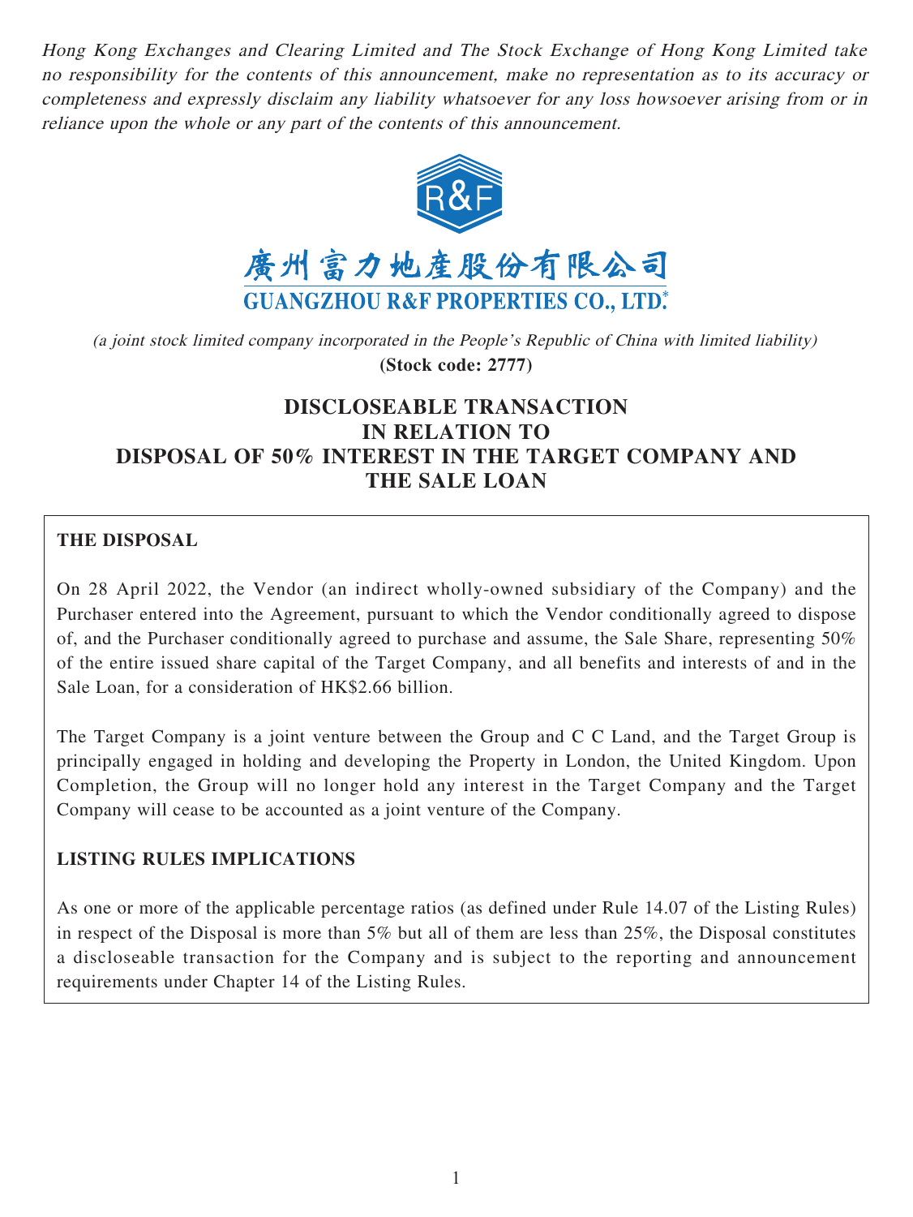*Hong Kong Exchanges and Clearing Limited and The Stock Exchange of Hong Kong Limited take no responsibility for the contents of this announcement, make no representation as to its accuracy or completeness and expressly disclaim any liability whatsoever for any loss howsoever arising from or in reliance upon the whole or any part of the contents of this announcement.*

R&F

廣州富力地產股份有限公司

**GUANGZHOU R&F PROPERTIES CO., LTD.***

*(a joint stock limited company incorporated in the People's Republic of China with limited liability)*

**(Stock code: 2777)**

# DISCLOSEABLE TRANSACTION IN RELATION TO DISPOSAL OF 50% INTEREST IN THE TARGET COMPANY AND THE SALE LOAN

## THE DISPOSAL

On 28 April 2022, the Vendor (an indirect wholly-owned subsidiary of the Company) and the Purchaser entered into the Agreement, pursuant to which the Vendor conditionally agreed to dispose of, and the Purchaser conditionally agreed to purchase and assume, the Sale Share, representing 50% of the entire issued share capital of the Target Company, and all benefits and interests of and in the Sale Loan, for a consideration of HK$2.66 billion.

The Target Company is a joint venture between the Group and C C Land, and the Target Group is principally engaged in holding and developing the Property in London, the United Kingdom. Upon Completion, the Group will no longer hold any interest in the Target Company and the Target Company will cease to be accounted as a joint venture of the Company.

## LISTING RULES IMPLICATIONS

As one or more of the applicable percentage ratios (as defined under Rule 14.07 of the Listing Rules) in respect of the Disposal is more than 5% but all of them are less than 25%, the Disposal constitutes a discloseable transaction for the Company and is subject to the reporting and announcement requirements under Chapter 14 of the Listing Rules.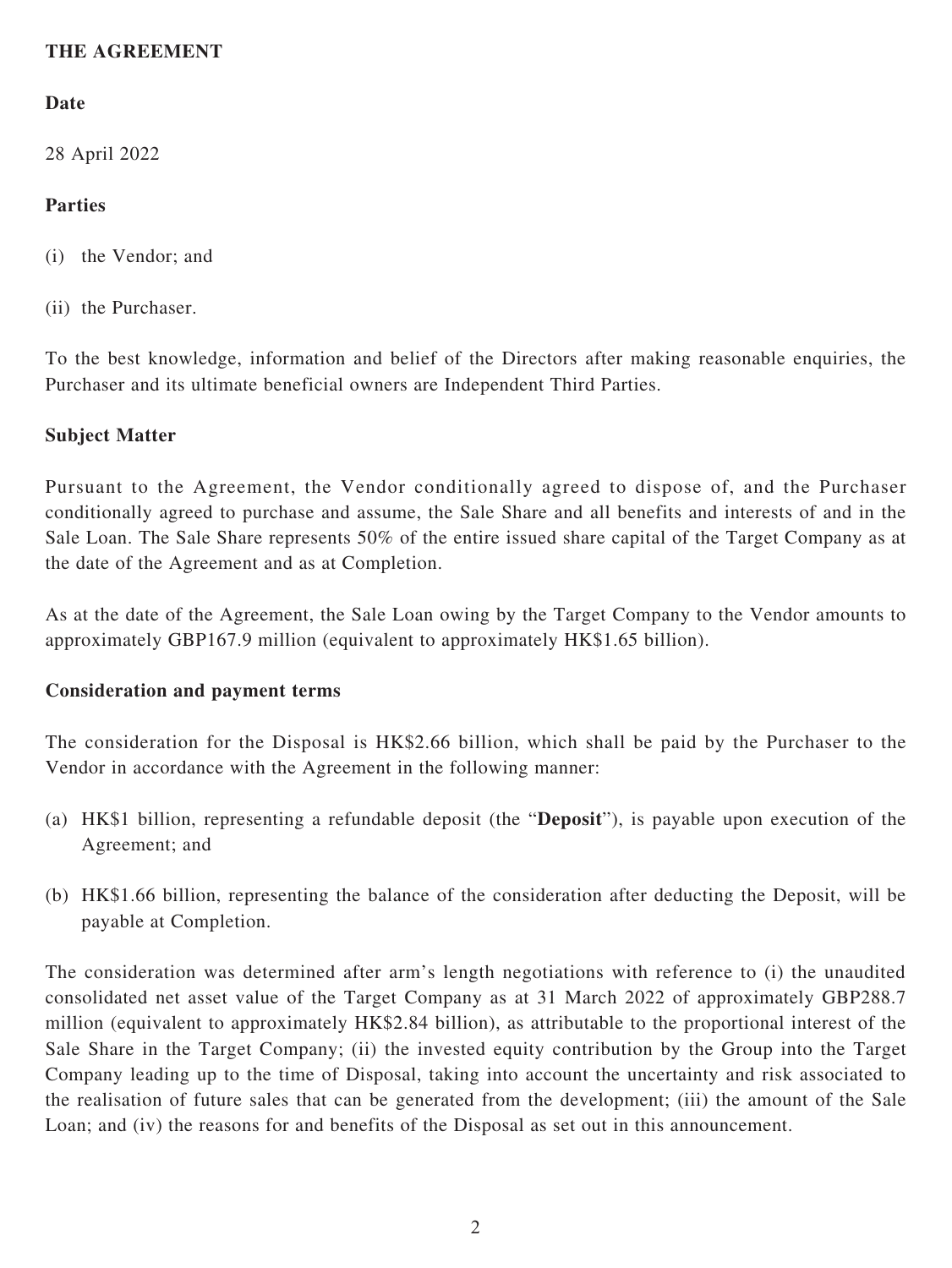**THE AGREEMENT**

**Date**

28 April 2022

**Parties**

(i) the Vendor; and

(ii) the Purchaser.

To the best knowledge, information and belief of the Directors after making reasonable enquiries, the Purchaser and its ultimate beneficial owners are Independent Third Parties.

**Subject Matter**

Pursuant to the Agreement, the Vendor conditionally agreed to dispose of, and the Purchaser conditionally agreed to purchase and assume, the Sale Share and all benefits and interests of and in the Sale Loan. The Sale Share represents 50% of the entire issued share capital of the Target Company as at the date of the Agreement and as at Completion.

As at the date of the Agreement, the Sale Loan owing by the Target Company to the Vendor amounts to approximately GBP167.9 million (equivalent to approximately HK$1.65 billion).

**Consideration and payment terms**

The consideration for the Disposal is HK$2.66 billion, which shall be paid by the Purchaser to the Vendor in accordance with the Agreement in the following manner:

(a) HK$1 billion, representing a refundable deposit (the "**Deposit**"), is payable upon execution of the Agreement; and

(b) HK$1.66 billion, representing the balance of the consideration after deducting the Deposit, will be payable at Completion.

The consideration was determined after arm's length negotiations with reference to (i) the unaudited consolidated net asset value of the Target Company as at 31 March 2022 of approximately GBP288.7 million (equivalent to approximately HK$2.84 billion), as attributable to the proportional interest of the Sale Share in the Target Company; (ii) the invested equity contribution by the Group into the Target Company leading up to the time of Disposal, taking into account the uncertainty and risk associated to the realisation of future sales that can be generated from the development; (iii) the amount of the Sale Loan; and (iv) the reasons for and benefits of the Disposal as set out in this announcement.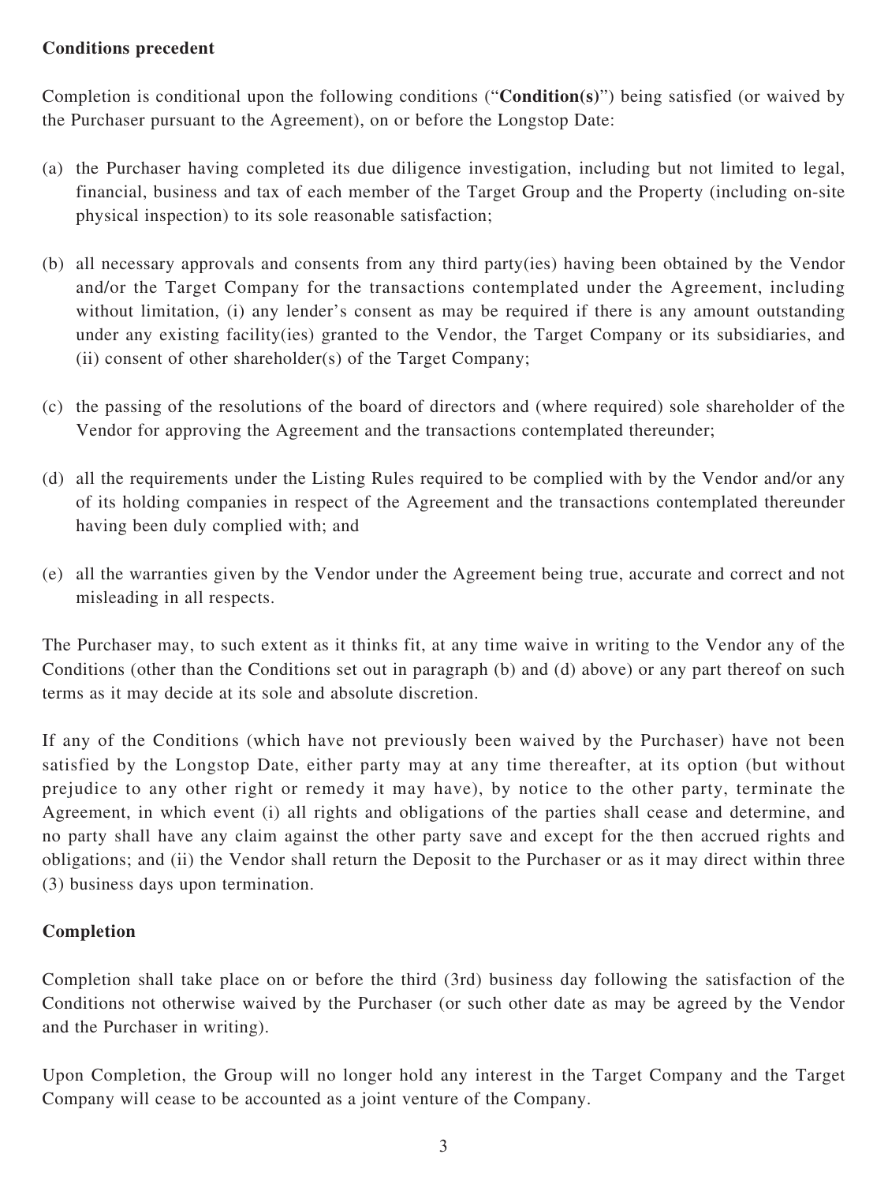**Conditions precedent**

Completion is conditional upon the following conditions ("**Condition(s)**") being satisfied (or waived by the Purchaser pursuant to the Agreement), on or before the Longstop Date:

(a) the Purchaser having completed its due diligence investigation, including but not limited to legal, financial, business and tax of each member of the Target Group and the Property (including on-site physical inspection) to its sole reasonable satisfaction;

(b) all necessary approvals and consents from any third party(ies) having been obtained by the Vendor and/or the Target Company for the transactions contemplated under the Agreement, including without limitation, (i) any lender's consent as may be required if there is any amount outstanding under any existing facility(ies) granted to the Vendor, the Target Company or its subsidiaries, and (ii) consent of other shareholder(s) of the Target Company;

(c) the passing of the resolutions of the board of directors and (where required) sole shareholder of the Vendor for approving the Agreement and the transactions contemplated thereunder;

(d) all the requirements under the Listing Rules required to be complied with by the Vendor and/or any of its holding companies in respect of the Agreement and the transactions contemplated thereunder having been duly complied with; and

(e) all the warranties given by the Vendor under the Agreement being true, accurate and correct and not misleading in all respects.

The Purchaser may, to such extent as it thinks fit, at any time waive in writing to the Vendor any of the Conditions (other than the Conditions set out in paragraph (b) and (d) above) or any part thereof on such terms as it may decide at its sole and absolute discretion.

If any of the Conditions (which have not previously been waived by the Purchaser) have not been satisfied by the Longstop Date, either party may at any time thereafter, at its option (but without prejudice to any other right or remedy it may have), by notice to the other party, terminate the Agreement, in which event (i) all rights and obligations of the parties shall cease and determine, and no party shall have any claim against the other party save and except for the then accrued rights and obligations; and (ii) the Vendor shall return the Deposit to the Purchaser or as it may direct within three (3) business days upon termination.

**Completion**

Completion shall take place on or before the third (3rd) business day following the satisfaction of the Conditions not otherwise waived by the Purchaser (or such other date as may be agreed by the Vendor and the Purchaser in writing).

Upon Completion, the Group will no longer hold any interest in the Target Company and the Target Company will cease to be accounted as a joint venture of the Company.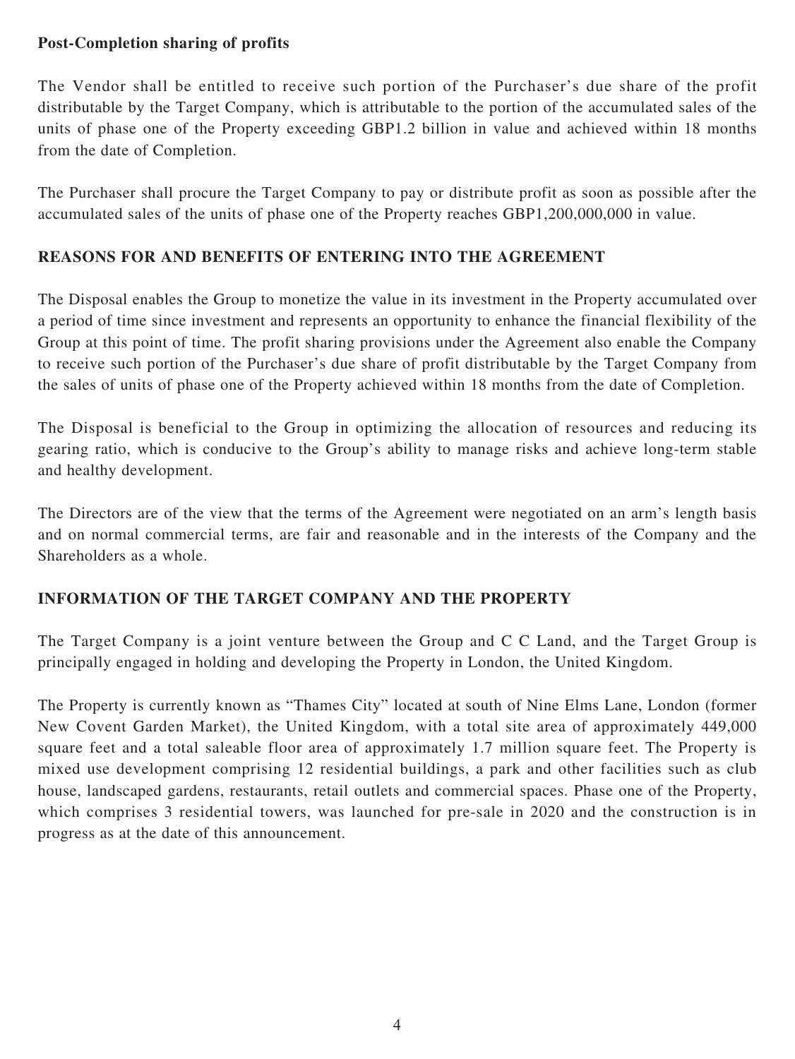**Post-Completion sharing of profits**

The Vendor shall be entitled to receive such portion of the Purchaser's due share of the profit distributable by the Target Company, which is attributable to the portion of the accumulated sales of the units of phase one of the Property exceeding GBP1.2 billion in value and achieved within 18 months from the date of Completion.

The Purchaser shall procure the Target Company to pay or distribute profit as soon as possible after the accumulated sales of the units of phase one of the Property reaches GBP1,200,000,000 in value.

## REASONS FOR AND BENEFITS OF ENTERING INTO THE AGREEMENT

The Disposal enables the Group to monetize the value in its investment in the Property accumulated over a period of time since investment and represents an opportunity to enhance the financial flexibility of the Group at this point of time. The profit sharing provisions under the Agreement also enable the Company to receive such portion of the Purchaser's due share of profit distributable by the Target Company from the sales of units of phase one of the Property achieved within 18 months from the date of Completion.

The Disposal is beneficial to the Group in optimizing the allocation of resources and reducing its gearing ratio, which is conducive to the Group's ability to manage risks and achieve long-term stable and healthy development.

The Directors are of the view that the terms of the Agreement were negotiated on an arm's length basis and on normal commercial terms, are fair and reasonable and in the interests of the Company and the Shareholders as a whole.

## INFORMATION OF THE TARGET COMPANY AND THE PROPERTY

The Target Company is a joint venture between the Group and C C Land, and the Target Group is principally engaged in holding and developing the Property in London, the United Kingdom.

The Property is currently known as "Thames City" located at south of Nine Elms Lane, London (former New Covent Garden Market), the United Kingdom, with a total site area of approximately 449,000 square feet and a total saleable floor area of approximately 1.7 million square feet. The Property is mixed use development comprising 12 residential buildings, a park and other facilities such as club house, landscaped gardens, restaurants, retail outlets and commercial spaces. Phase one of the Property, which comprises 3 residential towers, was launched for pre-sale in 2020 and the construction is in progress as at the date of this announcement.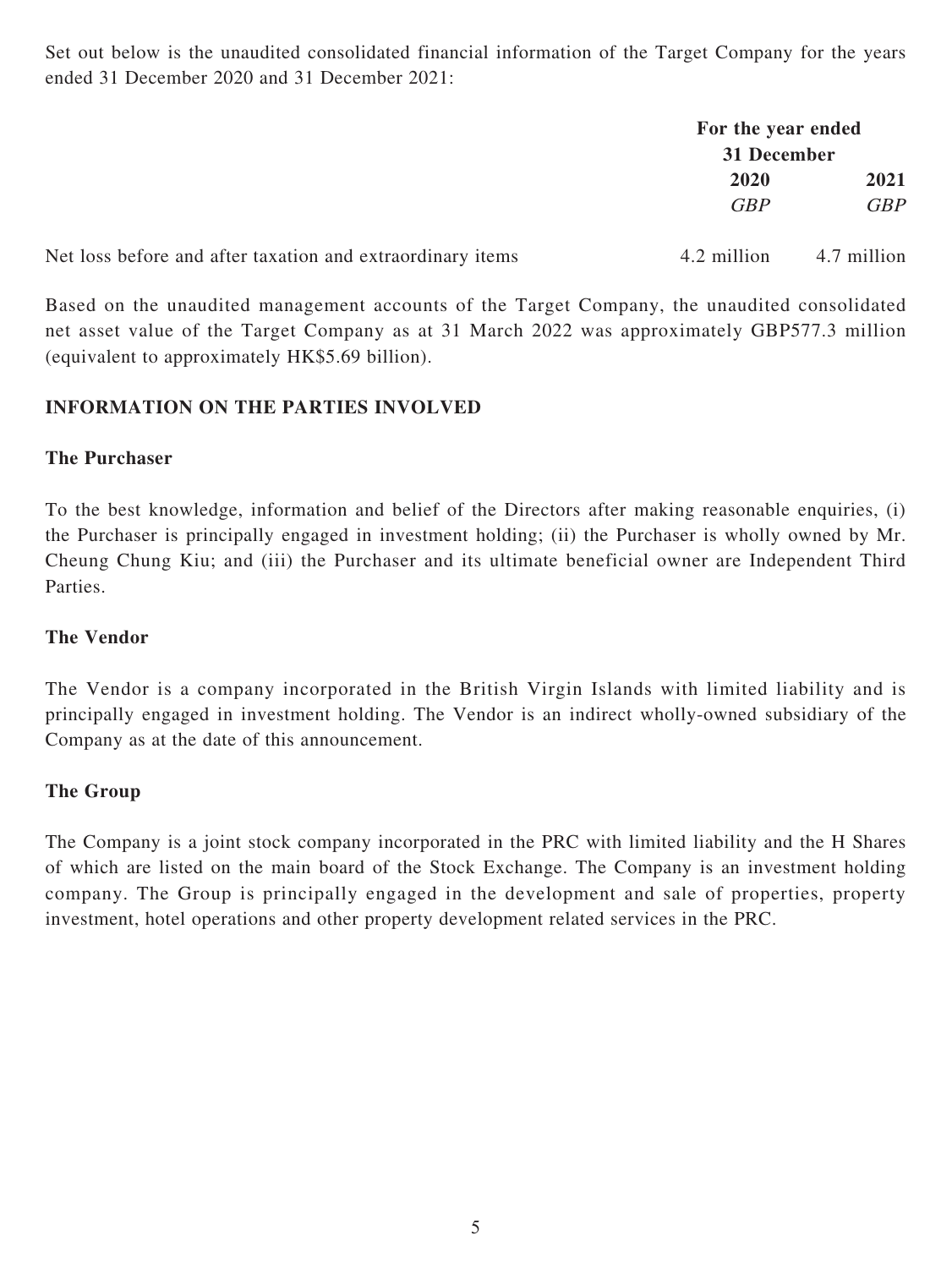Set out below is the unaudited consolidated financial information of the Target Company for the years ended 31 December 2020 and 31 December 2021:

| | For the year ended 31 December | |
|---|---|---|
| | **2020** | **2021** |
| | *GBP* | *GBP* |
| Net loss before and after taxation and extraordinary items | 4.2 million | 4.7 million |

Based on the unaudited management accounts of the Target Company, the unaudited consolidated net asset value of the Target Company as at 31 March 2022 was approximately GBP577.3 million (equivalent to approximately HK$5.69 billion).

## INFORMATION ON THE PARTIES INVOLVED

### The Purchaser

To the best knowledge, information and belief of the Directors after making reasonable enquiries, (i) the Purchaser is principally engaged in investment holding; (ii) the Purchaser is wholly owned by Mr. Cheung Chung Kiu; and (iii) the Purchaser and its ultimate beneficial owner are Independent Third Parties.

### The Vendor

The Vendor is a company incorporated in the British Virgin Islands with limited liability and is principally engaged in investment holding. The Vendor is an indirect wholly-owned subsidiary of the Company as at the date of this announcement.

### The Group

The Company is a joint stock company incorporated in the PRC with limited liability and the H Shares of which are listed on the main board of the Stock Exchange. The Company is an investment holding company. The Group is principally engaged in the development and sale of properties, property investment, hotel operations and other property development related services in the PRC.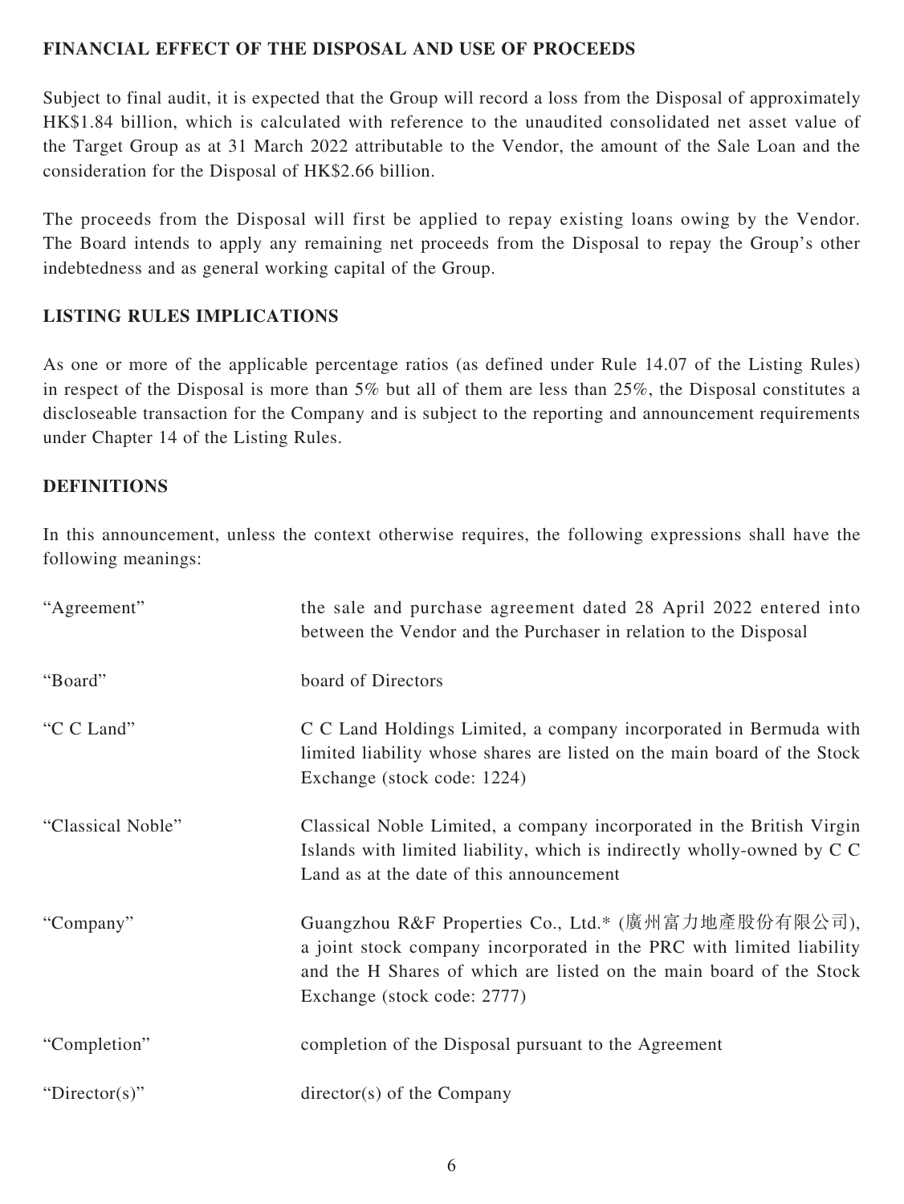**FINANCIAL EFFECT OF THE DISPOSAL AND USE OF PROCEEDS**

Subject to final audit, it is expected that the Group will record a loss from the Disposal of approximately HK$1.84 billion, which is calculated with reference to the unaudited consolidated net asset value of the Target Group as at 31 March 2022 attributable to the Vendor, the amount of the Sale Loan and the consideration for the Disposal of HK$2.66 billion.

The proceeds from the Disposal will first be applied to repay existing loans owing by the Vendor. The Board intends to apply any remaining net proceeds from the Disposal to repay the Group's other indebtedness and as general working capital of the Group.

**LISTING RULES IMPLICATIONS**

As one or more of the applicable percentage ratios (as defined under Rule 14.07 of the Listing Rules) in respect of the Disposal is more than 5% but all of them are less than 25%, the Disposal constitutes a discloseable transaction for the Company and is subject to the reporting and announcement requirements under Chapter 14 of the Listing Rules.

**DEFINITIONS**

In this announcement, unless the context otherwise requires, the following expressions shall have the following meanings:

| | |
|---|---|
| "Agreement" | the sale and purchase agreement dated 28 April 2022 entered into between the Vendor and the Purchaser in relation to the Disposal |
| "Board" | board of Directors |
| "C C Land" | C C Land Holdings Limited, a company incorporated in Bermuda with limited liability whose shares are listed on the main board of the Stock Exchange (stock code: 1224) |
| "Classical Noble" | Classical Noble Limited, a company incorporated in the British Virgin Islands with limited liability, which is indirectly wholly-owned by C C Land as at the date of this announcement |
| "Company" | Guangzhou R&F Properties Co., Ltd.* (廣州富力地產股份有限公司), a joint stock company incorporated in the PRC with limited liability and the H Shares of which are listed on the main board of the Stock Exchange (stock code: 2777) |
| "Completion" | completion of the Disposal pursuant to the Agreement |
| "Director(s)" | director(s) of the Company |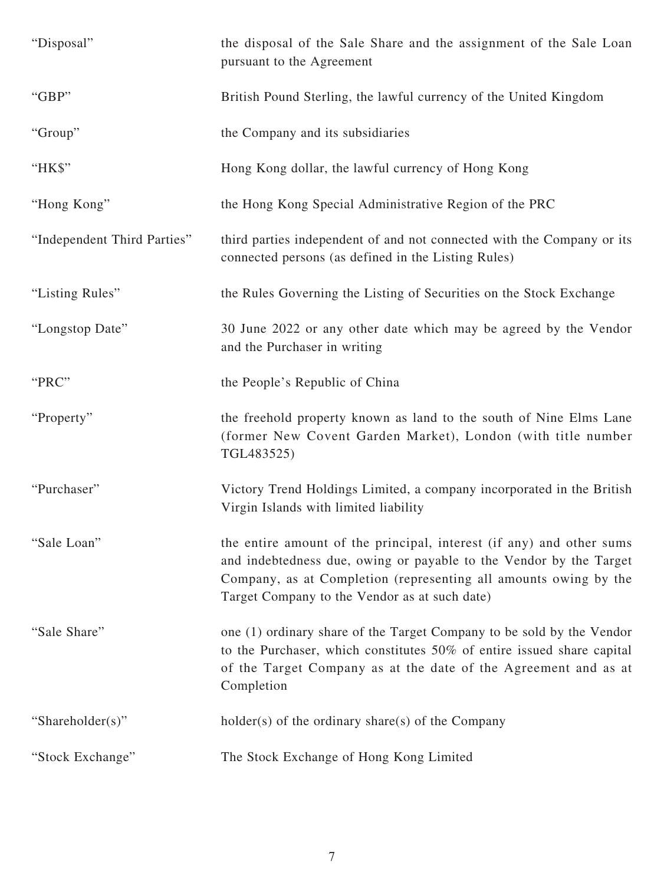| | |
|---|---|
| "Disposal" | the disposal of the Sale Share and the assignment of the Sale Loan pursuant to the Agreement |
| "GBP" | British Pound Sterling, the lawful currency of the United Kingdom |
| "Group" | the Company and its subsidiaries |
| "HK$" | Hong Kong dollar, the lawful currency of Hong Kong |
| "Hong Kong" | the Hong Kong Special Administrative Region of the PRC |
| "Independent Third Parties" | third parties independent of and not connected with the Company or its connected persons (as defined in the Listing Rules) |
| "Listing Rules" | the Rules Governing the Listing of Securities on the Stock Exchange |
| "Longstop Date" | 30 June 2022 or any other date which may be agreed by the Vendor and the Purchaser in writing |
| "PRC" | the People's Republic of China |
| "Property" | the freehold property known as land to the south of Nine Elms Lane (former New Covent Garden Market), London (with title number TGL483525) |
| "Purchaser" | Victory Trend Holdings Limited, a company incorporated in the British Virgin Islands with limited liability |
| "Sale Loan" | the entire amount of the principal, interest (if any) and other sums and indebtedness due, owing or payable to the Vendor by the Target Company, as at Completion (representing all amounts owing by the Target Company to the Vendor as at such date) |
| "Sale Share" | one (1) ordinary share of the Target Company to be sold by the Vendor to the Purchaser, which constitutes 50% of entire issued share capital of the Target Company as at the date of the Agreement and as at Completion |
| "Shareholder(s)" | holder(s) of the ordinary share(s) of the Company |
| "Stock Exchange" | The Stock Exchange of Hong Kong Limited |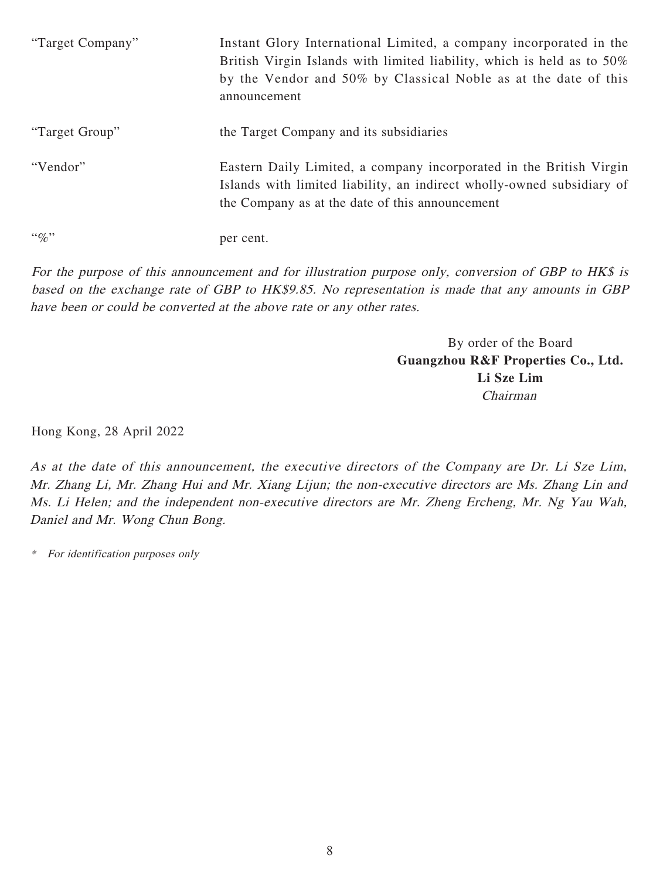| | |
|---|---|
| "Target Company" | Instant Glory International Limited, a company incorporated in the British Virgin Islands with limited liability, which is held as to 50% by the Vendor and 50% by Classical Noble as at the date of this announcement |
| "Target Group" | the Target Company and its subsidiaries |
| "Vendor" | Eastern Daily Limited, a company incorporated in the British Virgin Islands with limited liability, an indirect wholly-owned subsidiary of the Company as at the date of this announcement |
| "%" | per cent. |

*For the purpose of this announcement and for illustration purpose only, conversion of GBP to HK$ is based on the exchange rate of GBP to HK$9.85. No representation is made that any amounts in GBP have been or could be converted at the above rate or any other rates.*

By order of the Board
**Guangzhou R&F Properties Co., Ltd.**
**Li Sze Lim**
*Chairman*

Hong Kong, 28 April 2022

*As at the date of this announcement, the executive directors of the Company are Dr. Li Sze Lim, Mr. Zhang Li, Mr. Zhang Hui and Mr. Xiang Lijun; the non-executive directors are Ms. Zhang Lin and Ms. Li Helen; and the independent non-executive directors are Mr. Zheng Ercheng, Mr. Ng Yau Wah, Daniel and Mr. Wong Chun Bong.*

\* *For identification purposes only*